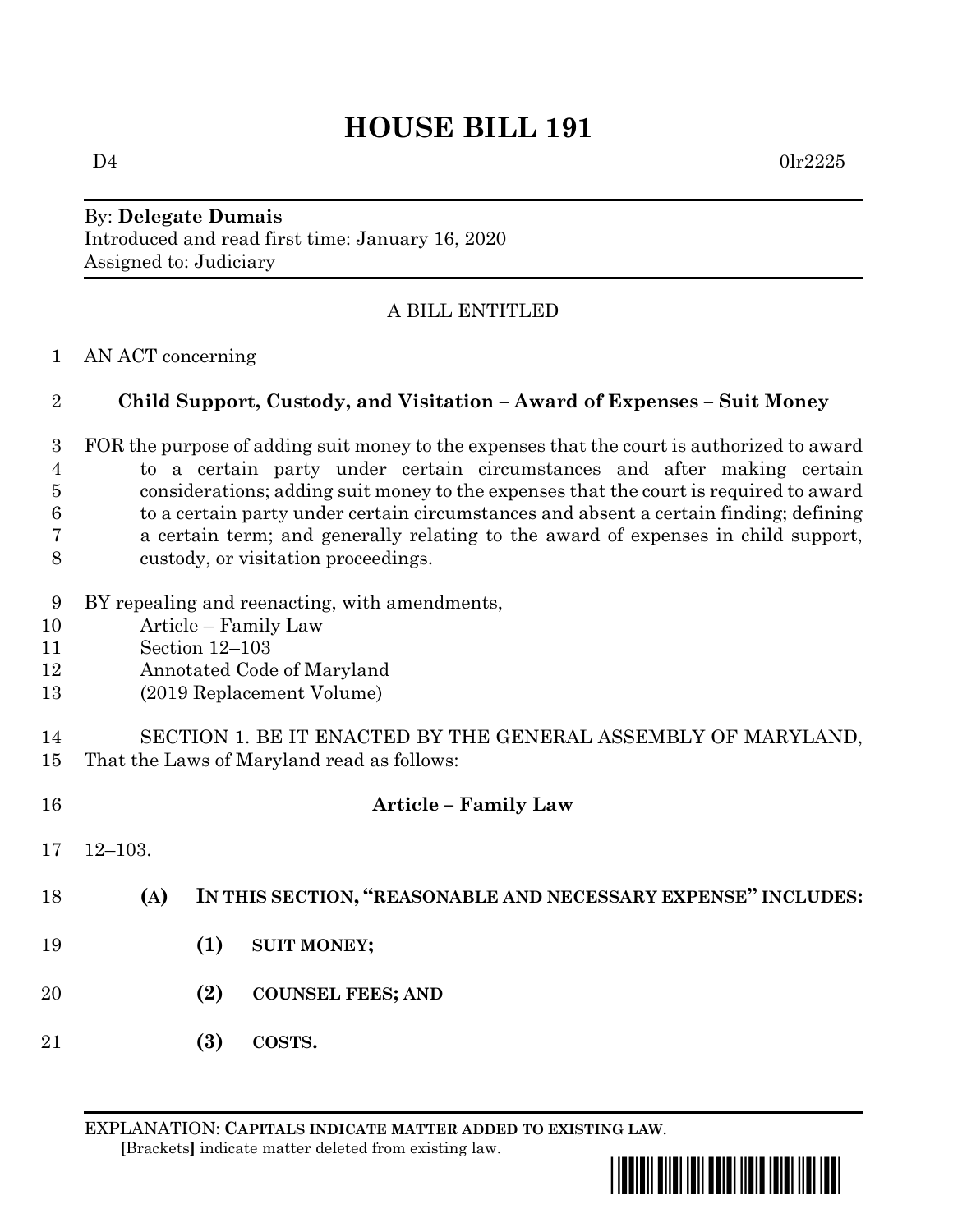# HOUSE BILL 191

D4 0lr2225

By: **Delegate Dumais**
Introduced and read first time: January 16, 2020
Assigned to: Judiciary

A BILL ENTITLED

1 AN ACT concerning

2 **Child Support, Custody, and Visitation – Award of Expenses – Suit Money**

3 FOR the purpose of adding suit money to the expenses that the court is authorized to award
4 to a certain party under certain circumstances and after making certain
5 considerations; adding suit money to the expenses that the court is required to award
6 to a certain party under certain circumstances and absent a certain finding; defining
7 a certain term; and generally relating to the award of expenses in child support,
8 custody, or visitation proceedings.

9 BY repealing and reenacting, with amendments,
10 Article – Family Law
11 Section 12–103
12 Annotated Code of Maryland
13 (2019 Replacement Volume)

14 SECTION 1. BE IT ENACTED BY THE GENERAL ASSEMBLY OF MARYLAND,
15 That the Laws of Maryland read as follows:

16 **Article – Family Law**

17 12–103.

18 **(A) IN THIS SECTION, "REASONABLE AND NECESSARY EXPENSE" INCLUDES:**

19 **(1) SUIT MONEY;**

20 **(2) COUNSEL FEES; AND**

21 **(3) COSTS.**

EXPLANATION: **CAPITALS INDICATE MATTER ADDED TO EXISTING LAW.**
**[**Brackets**]** indicate matter deleted from existing law.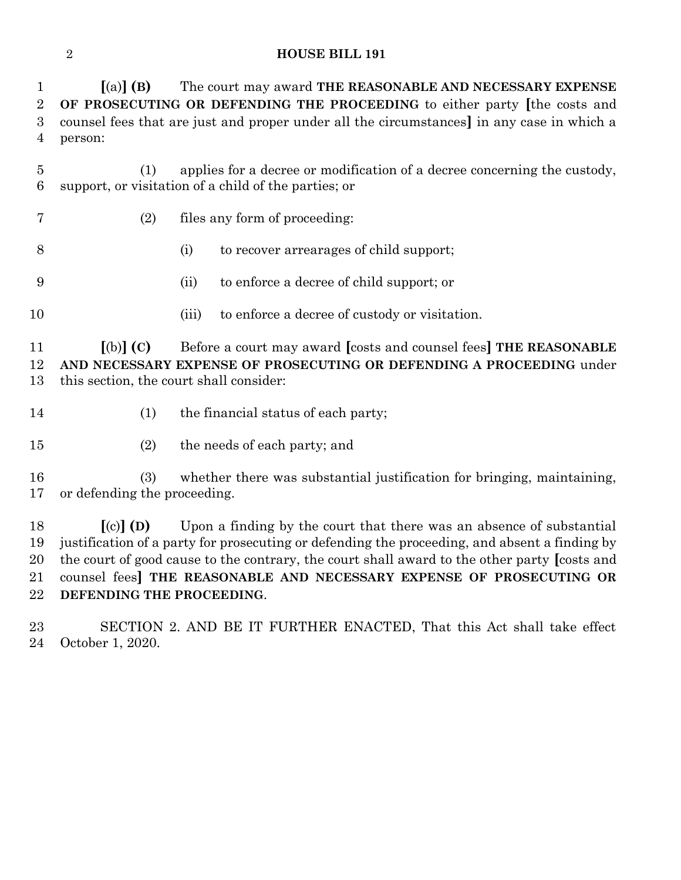[(a)] **(B)** The court may award **THE REASONABLE AND NECESSARY EXPENSE OF PROSECUTING OR DEFENDING THE PROCEEDING** to either party [the costs and counsel fees that are just and proper under all the circumstances] in any case in which a person:

(1) applies for a decree or modification of a decree concerning the custody, support, or visitation of a child of the parties; or

(2) files any form of proceeding:

(i) to recover arrearages of child support;

(ii) to enforce a decree of child support; or

(iii) to enforce a decree of custody or visitation.

[(b)] **(C)** Before a court may award [costs and counsel fees] **THE REASONABLE AND NECESSARY EXPENSE OF PROSECUTING OR DEFENDING A PROCEEDING** under this section, the court shall consider:

(1) the financial status of each party;

(2) the needs of each party; and

(3) whether there was substantial justification for bringing, maintaining, or defending the proceeding.

[(c)] **(D)** Upon a finding by the court that there was an absence of substantial justification of a party for prosecuting or defending the proceeding, and absent a finding by the court of good cause to the contrary, the court shall award to the other party [costs and counsel fees] **THE REASONABLE AND NECESSARY EXPENSE OF PROSECUTING OR DEFENDING THE PROCEEDING**.

SECTION 2. AND BE IT FURTHER ENACTED, That this Act shall take effect October 1, 2020.